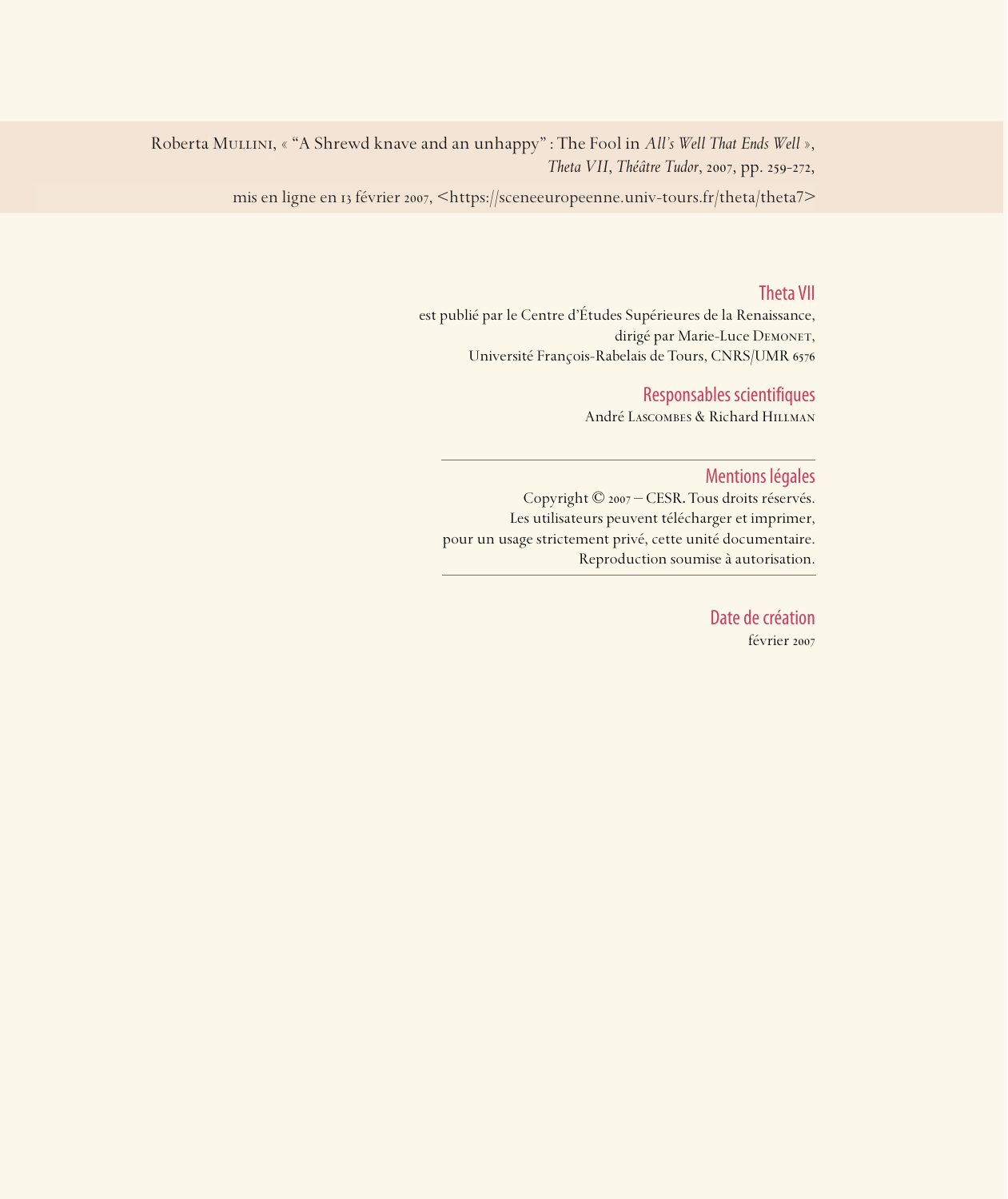Roberta Mullini, « "A Shrewd knave and an unhappy" : The Fool in *All's Well That Ends Well* », *Theta VII*, *Théâtre Tudor*, 2007, pp. 259-272,

mis en ligne en 13 février 2007, <https://sceneeuropeenne.univ-tours.fr/theta/theta7>

## Theta VII

est publié par le Centre d'Études Supérieures de la Renaissance,
dirigé par Marie-Luce Demonet,
Université François-Rabelais de Tours, CNRS/UMR 6576

## Responsables scientifiques

André Lascombes & Richard Hillman

---

## Mentions légales

Copyright © 2007 – CESR. Tous droits réservés.
Les utilisateurs peuvent télécharger et imprimer,
pour un usage strictement privé, cette unité documentaire.
Reproduction soumise à autorisation.

---

## Date de création

février 2007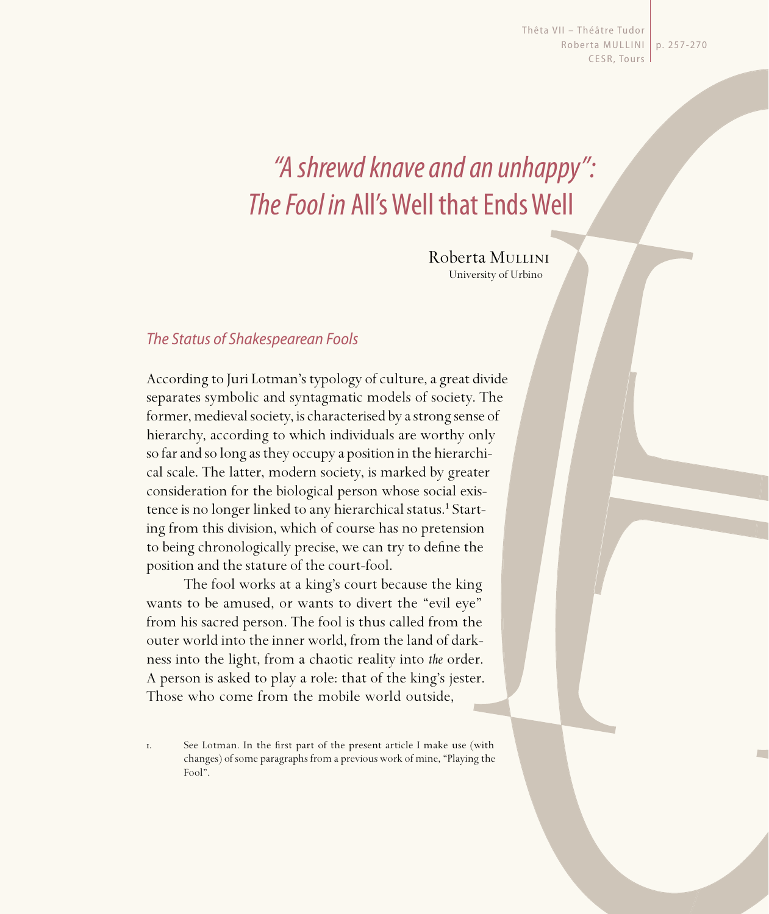# *"A shrewd knave and an unhappy": The Fool in* All's Well that Ends Well

Roberta Mullini
University of Urbino

## *The Status of Shakespearean Fools*

According to Juri Lotman's typology of culture, a great divide separates symbolic and syntagmatic models of society. The former, medieval society, is characterised by a strong sense of hierarchy, according to which individuals are worthy only so far and so long as they occupy a position in the hierarchical scale. The latter, modern society, is marked by greater consideration for the biological person whose social existence is no longer linked to any hierarchical status.[1] Starting from this division, which of course has no pretension to being chronologically precise, we can try to define the position and the stature of the court-fool.

The fool works at a king's court because the king wants to be amused, or wants to divert the "evil eye" from his sacred person. The fool is thus called from the outer world into the inner world, from the land of darkness into the light, from a chaotic reality into *the* order. A person is asked to play a role: that of the king's jester. Those who come from the mobile world outside,

1. See Lotman. In the first part of the present article I make use (with changes) of some paragraphs from a previous work of mine, "Playing the Fool".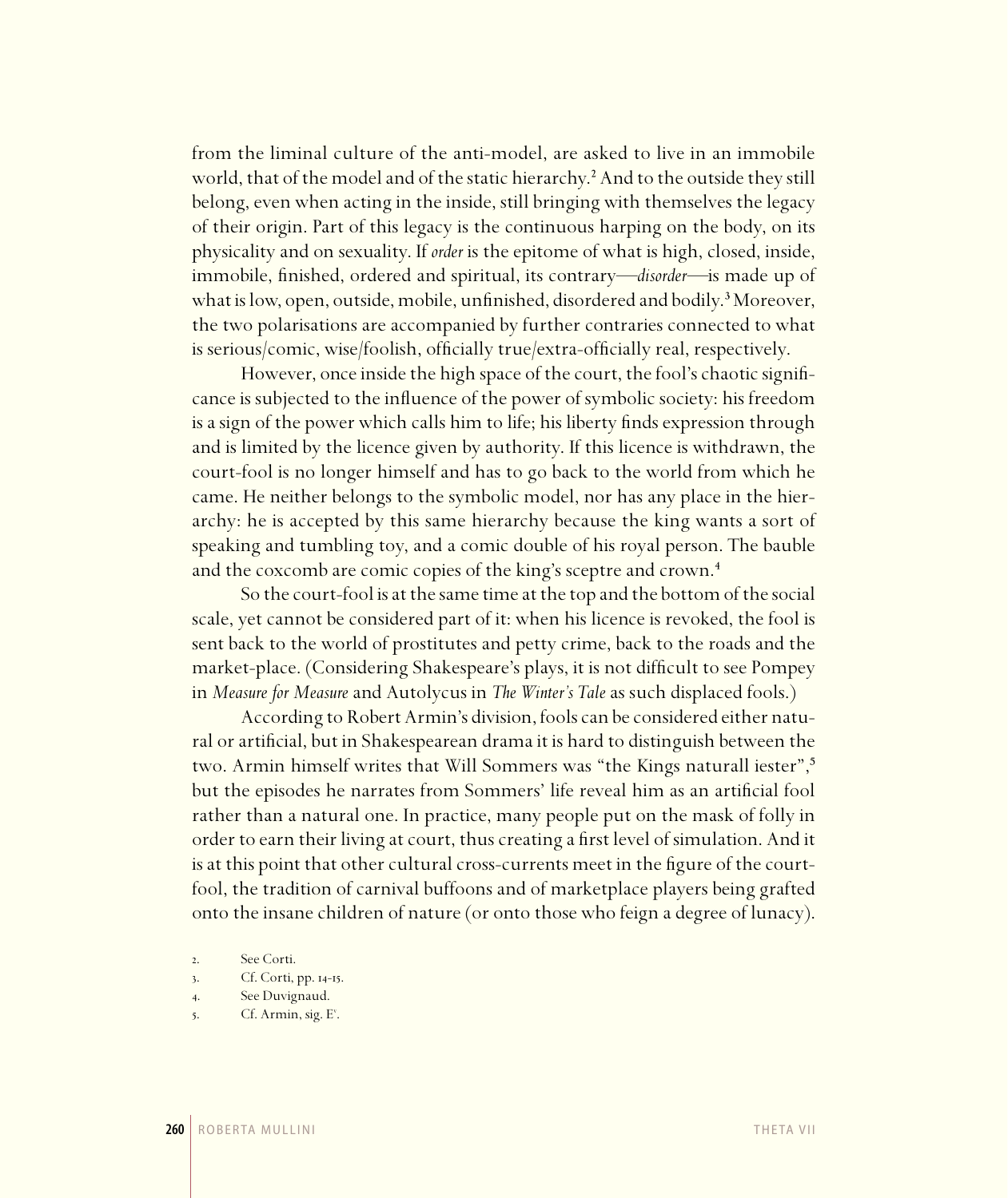from the liminal culture of the anti-model, are asked to live in an immobile world, that of the model and of the static hierarchy.[2] And to the outside they still belong, even when acting in the inside, still bringing with themselves the legacy of their origin. Part of this legacy is the continuous harping on the body, on its physicality and on sexuality. If *order* is the epitome of what is high, closed, inside, immobile, finished, ordered and spiritual, its contrary—*disorder*—is made up of what is low, open, outside, mobile, unfinished, disordered and bodily.[3] Moreover, the two polarisations are accompanied by further contraries connected to what is serious/comic, wise/foolish, officially true/extra-officially real, respectively.

However, once inside the high space of the court, the fool's chaotic significance is subjected to the influence of the power of symbolic society: his freedom is a sign of the power which calls him to life; his liberty finds expression through and is limited by the licence given by authority. If this licence is withdrawn, the court-fool is no longer himself and has to go back to the world from which he came. He neither belongs to the symbolic model, nor has any place in the hierarchy: he is accepted by this same hierarchy because the king wants a sort of speaking and tumbling toy, and a comic double of his royal person. The bauble and the coxcomb are comic copies of the king's sceptre and crown.[4]

So the court-fool is at the same time at the top and the bottom of the social scale, yet cannot be considered part of it: when his licence is revoked, the fool is sent back to the world of prostitutes and petty crime, back to the roads and the market-place. (Considering Shakespeare's plays, it is not difficult to see Pompey in *Measure for Measure* and Autolycus in *The Winter's Tale* as such displaced fools.)

According to Robert Armin's division, fools can be considered either natural or artificial, but in Shakespearean drama it is hard to distinguish between the two. Armin himself writes that Will Sommers was "the Kings naturall iester",[5] but the episodes he narrates from Sommers' life reveal him as an artificial fool rather than a natural one. In practice, many people put on the mask of folly in order to earn their living at court, thus creating a first level of simulation. And it is at this point that other cultural cross-currents meet in the figure of the court-fool, the tradition of carnival buffoons and of marketplace players being grafted onto the insane children of nature (or onto those who feign a degree of lunacy).

2. See Corti.
3. Cf. Corti, pp. 14-15.
4. See Duvignaud.
5. Cf. Armin, sig. E$^{v}$.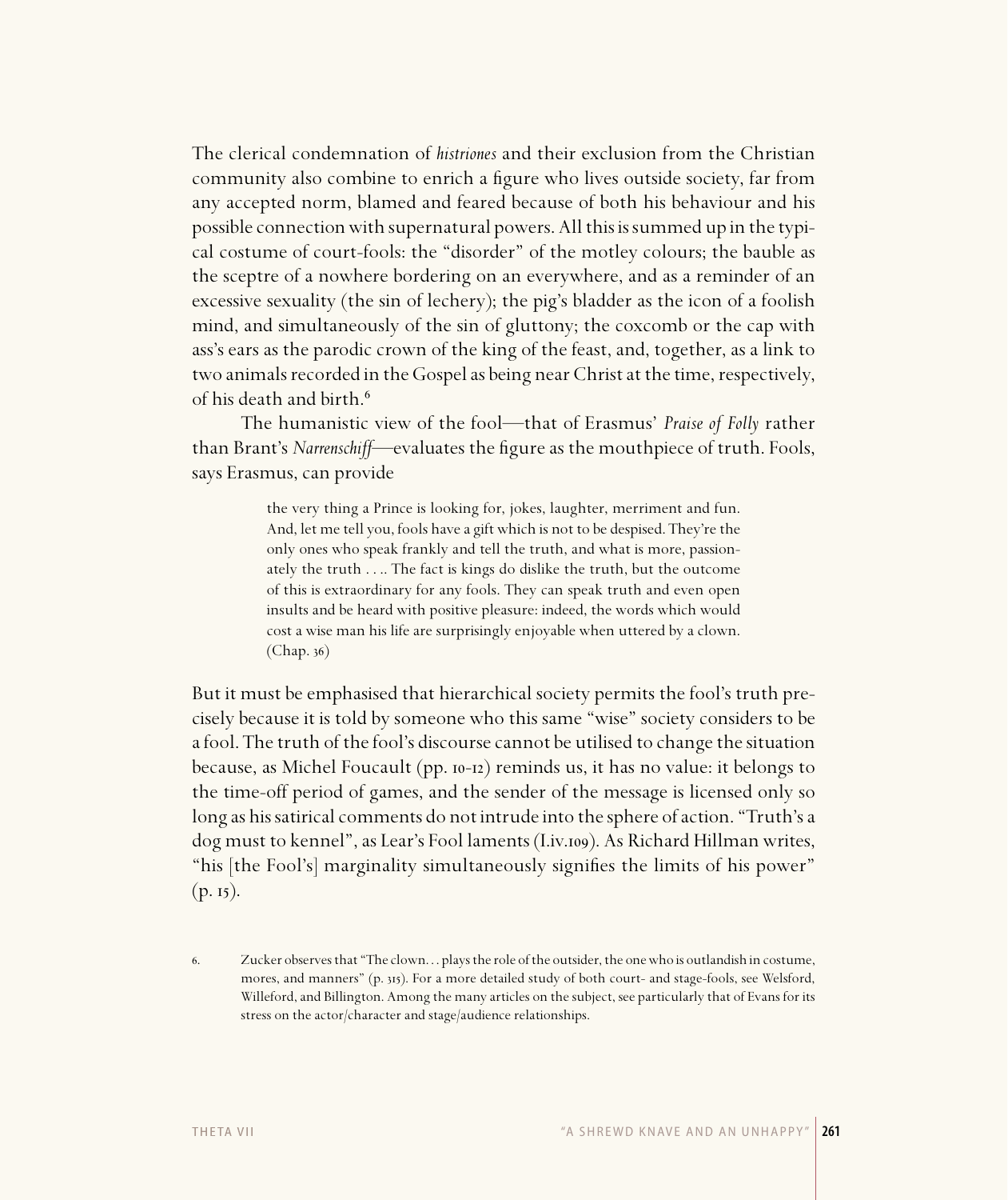The clerical condemnation of *histriones* and their exclusion from the Christian community also combine to enrich a figure who lives outside society, far from any accepted norm, blamed and feared because of both his behaviour and his possible connection with supernatural powers. All this is summed up in the typical costume of court-fools: the "disorder" of the motley colours; the bauble as the sceptre of a nowhere bordering on an everywhere, and as a reminder of an excessive sexuality (the sin of lechery); the pig's bladder as the icon of a foolish mind, and simultaneously of the sin of gluttony; the coxcomb or the cap with ass's ears as the parodic crown of the king of the feast, and, together, as a link to two animals recorded in the Gospel as being near Christ at the time, respectively, of his death and birth.[6]

The humanistic view of the fool—that of Erasmus' *Praise of Folly* rather than Brant's *Narrenschiff*—evaluates the figure as the mouthpiece of truth. Fools, says Erasmus, can provide

> the very thing a Prince is looking for, jokes, laughter, merriment and fun. And, let me tell you, fools have a gift which is not to be despised. They're the only ones who speak frankly and tell the truth, and what is more, passionately the truth . . .. The fact is kings do dislike the truth, but the outcome of this is extraordinary for any fools. They can speak truth and even open insults and be heard with positive pleasure: indeed, the words which would cost a wise man his life are surprisingly enjoyable when uttered by a clown. (Chap. 36)

But it must be emphasised that hierarchical society permits the fool's truth precisely because it is told by someone who this same "wise" society considers to be a fool. The truth of the fool's discourse cannot be utilised to change the situation because, as Michel Foucault (pp. 10-12) reminds us, it has no value: it belongs to the time-off period of games, and the sender of the message is licensed only so long as his satirical comments do not intrude into the sphere of action. "Truth's a dog must to kennel", as Lear's Fool laments (I.iv.109). As Richard Hillman writes, "his [the Fool's] marginality simultaneously signifies the limits of his power" (p. 15).

6. Zucker observes that "The clown. . . plays the role of the outsider, the one who is outlandish in costume, mores, and manners" (p. 315). For a more detailed study of both court- and stage-fools, see Welsford, Willeford, and Billington. Among the many articles on the subject, see particularly that of Evans for its stress on the actor/character and stage/audience relationships.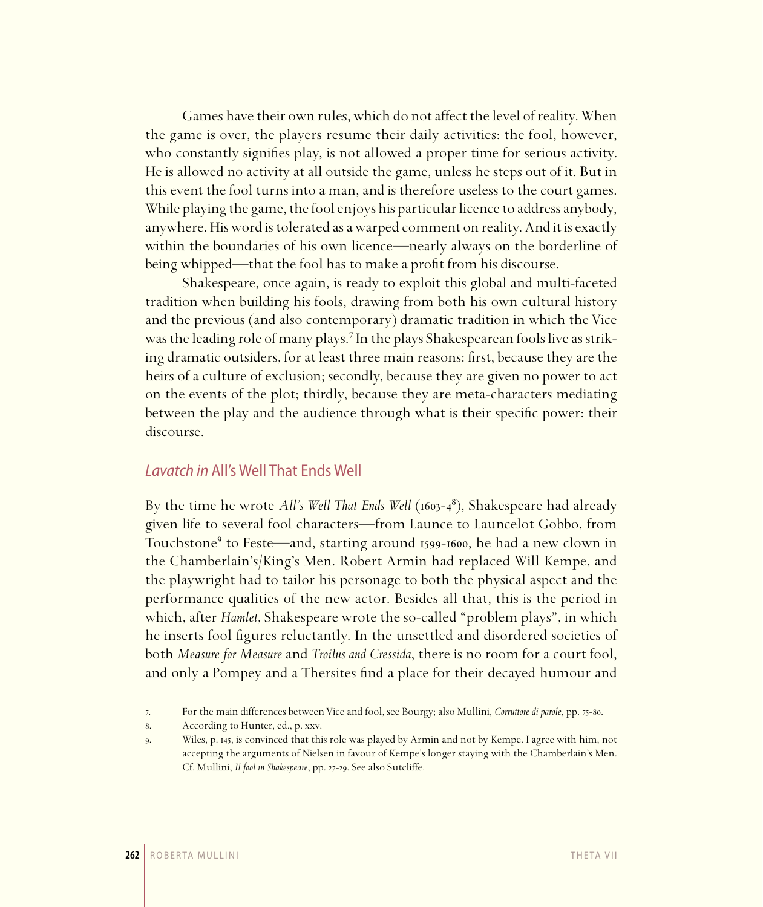Games have their own rules, which do not affect the level of reality. When the game is over, the players resume their daily activities: the fool, however, who constantly signifies play, is not allowed a proper time for serious activity. He is allowed no activity at all outside the game, unless he steps out of it. But in this event the fool turns into a man, and is therefore useless to the court games. While playing the game, the fool enjoys his particular licence to address anybody, anywhere. His word is tolerated as a warped comment on reality. And it is exactly within the boundaries of his own licence—nearly always on the borderline of being whipped—that the fool has to make a profit from his discourse.

Shakespeare, once again, is ready to exploit this global and multi-faceted tradition when building his fools, drawing from both his own cultural history and the previous (and also contemporary) dramatic tradition in which the Vice was the leading role of many plays.[7] In the plays Shakespearean fools live as striking dramatic outsiders, for at least three main reasons: first, because they are the heirs of a culture of exclusion; secondly, because they are given no power to act on the events of the plot; thirdly, because they are meta-characters mediating between the play and the audience through what is their specific power: their discourse.

## *Lavatch in* All's Well That Ends Well

By the time he wrote *All's Well That Ends Well* (1603-4[8]), Shakespeare had already given life to several fool characters—from Launce to Launcelot Gobbo, from Touchstone[9] to Feste—and, starting around 1599-1600, he had a new clown in the Chamberlain's/King's Men. Robert Armin had replaced Will Kempe, and the playwright had to tailor his personage to both the physical aspect and the performance qualities of the new actor. Besides all that, this is the period in which, after *Hamlet*, Shakespeare wrote the so-called "problem plays", in which he inserts fool figures reluctantly. In the unsettled and disordered societies of both *Measure for Measure* and *Troilus and Cressida*, there is no room for a court fool, and only a Pompey and a Thersites find a place for their decayed humour and

7. For the main differences between Vice and fool, see Bourgy; also Mullini, *Corruttore di parole*, pp. 75-80.

8. According to Hunter, ed., p. xxv.

9. Wiles, p. 145, is convinced that this role was played by Armin and not by Kempe. I agree with him, not accepting the arguments of Nielsen in favour of Kempe's longer staying with the Chamberlain's Men. Cf. Mullini, *Il fool in Shakespeare*, pp. 27-29. See also Sutcliffe.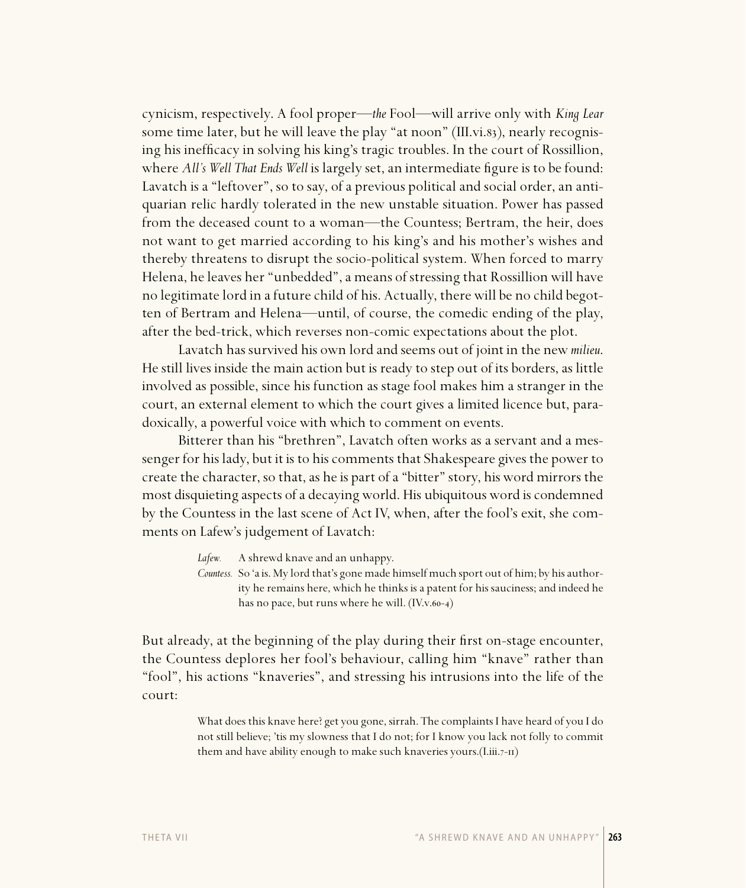cynicism, respectively. A fool proper—*the* Fool—will arrive only with *King Lear* some time later, but he will leave the play "at noon" (III.vi.83), nearly recognising his inefficacy in solving his king's tragic troubles. In the court of Rossillion, where *All's Well That Ends Well* is largely set, an intermediate figure is to be found: Lavatch is a "leftover", so to say, of a previous political and social order, an antiquarian relic hardly tolerated in the new unstable situation. Power has passed from the deceased count to a woman—the Countess; Bertram, the heir, does not want to get married according to his king's and his mother's wishes and thereby threatens to disrupt the socio-political system. When forced to marry Helena, he leaves her "unbedded", a means of stressing that Rossillion will have no legitimate lord in a future child of his. Actually, there will be no child begotten of Bertram and Helena—until, of course, the comedic ending of the play, after the bed-trick, which reverses non-comic expectations about the plot.

Lavatch has survived his own lord and seems out of joint in the new *milieu*. He still lives inside the main action but is ready to step out of its borders, as little involved as possible, since his function as stage fool makes him a stranger in the court, an external element to which the court gives a limited licence but, paradoxically, a powerful voice with which to comment on events.

Bitterer than his "brethren", Lavatch often works as a servant and a messenger for his lady, but it is to his comments that Shakespeare gives the power to create the character, so that, as he is part of a "bitter" story, his word mirrors the most disquieting aspects of a decaying world. His ubiquitous word is condemned by the Countess in the last scene of Act IV, when, after the fool's exit, she comments on Lafew's judgement of Lavatch:

> *Lafew.* A shrewd knave and an unhappy.
>
> *Countess.* So 'a is. My lord that's gone made himself much sport out of him; by his authority he remains here, which he thinks is a patent for his sauciness; and indeed he has no pace, but runs where he will. (IV.v.60-4)

But already, at the beginning of the play during their first on-stage encounter, the Countess deplores her fool's behaviour, calling him "knave" rather than "fool", his actions "knaveries", and stressing his intrusions into the life of the court:

> What does this knave here? get you gone, sirrah. The complaints I have heard of you I do not still believe; 'tis my slowness that I do not; for I know you lack not folly to commit them and have ability enough to make such knaveries yours.(I.iii.7-11)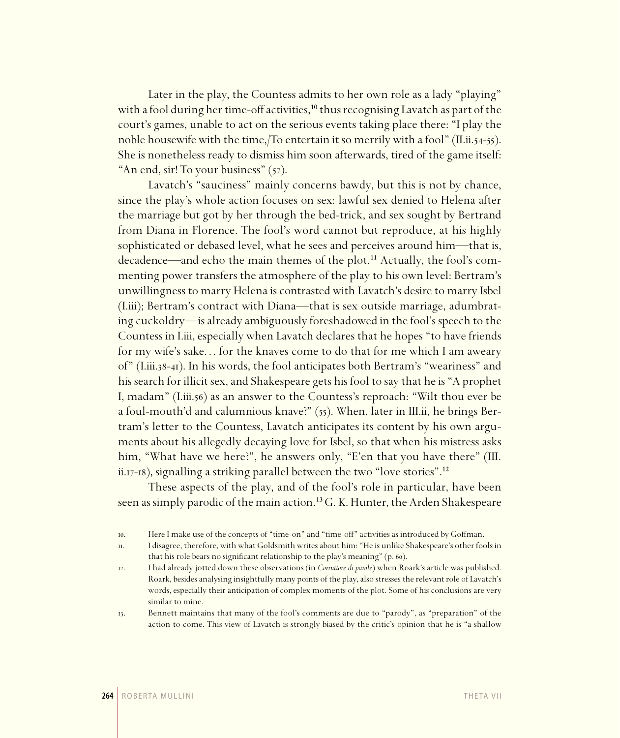Later in the play, the Countess admits to her own role as a lady "playing" with a fool during her time-off activities,[10] thus recognising Lavatch as part of the court's games, unable to act on the serious events taking place there: "I play the noble housewife with the time,/To entertain it so merrily with a fool" (II.ii.54-55). She is nonetheless ready to dismiss him soon afterwards, tired of the game itself: "An end, sir! To your business" (57).

Lavatch's "sauciness" mainly concerns bawdy, but this is not by chance, since the play's whole action focuses on sex: lawful sex denied to Helena after the marriage but got by her through the bed-trick, and sex sought by Bertrand from Diana in Florence. The fool's word cannot but reproduce, at his highly sophisticated or debased level, what he sees and perceives around him—that is, decadence—and echo the main themes of the plot.[11] Actually, the fool's commenting power transfers the atmosphere of the play to his own level: Bertram's unwillingness to marry Helena is contrasted with Lavatch's desire to marry Isbel (I.iii); Bertram's contract with Diana—that is sex outside marriage, adumbrating cuckoldry—is already ambiguously foreshadowed in the fool's speech to the Countess in I.iii, especially when Lavatch declares that he hopes "to have friends for my wife's sake… for the knaves come to do that for me which I am aweary of" (I.iii.38-41). In his words, the fool anticipates both Bertram's "weariness" and his search for illicit sex, and Shakespeare gets his fool to say that he is "A prophet I, madam" (I.iii.56) as an answer to the Countess's reproach: "Wilt thou ever be a foul-mouth'd and calumnious knave?" (55). When, later in III.ii, he brings Bertram's letter to the Countess, Lavatch anticipates its content by his own arguments about his allegedly decaying love for Isbel, so that when his mistress asks him, "What have we here?", he answers only, "E'en that you have there" (III.ii.17-18), signalling a striking parallel between the two "love stories".[12]

These aspects of the play, and of the fool's role in particular, have been seen as simply parodic of the main action.[13] G. K. Hunter, the Arden Shakespeare

10. Here I make use of the concepts of "time-on" and "time-off" activities as introduced by Goffman.

11. I disagree, therefore, with what Goldsmith writes about him: "He is unlike Shakespeare's other fools in that his role bears no significant relationship to the play's meaning" (p. 60).

12. I had already jotted down these observations (in *Corruttore di parole*) when Roark's article was published. Roark, besides analysing insightfully many points of the play, also stresses the relevant role of Lavatch's words, especially their anticipation of complex moments of the plot. Some of his conclusions are very similar to mine.

13. Bennett maintains that many of the fool's comments are due to "parody", as "preparation" of the action to come. This view of Lavatch is strongly biased by the critic's opinion that he is "a shallow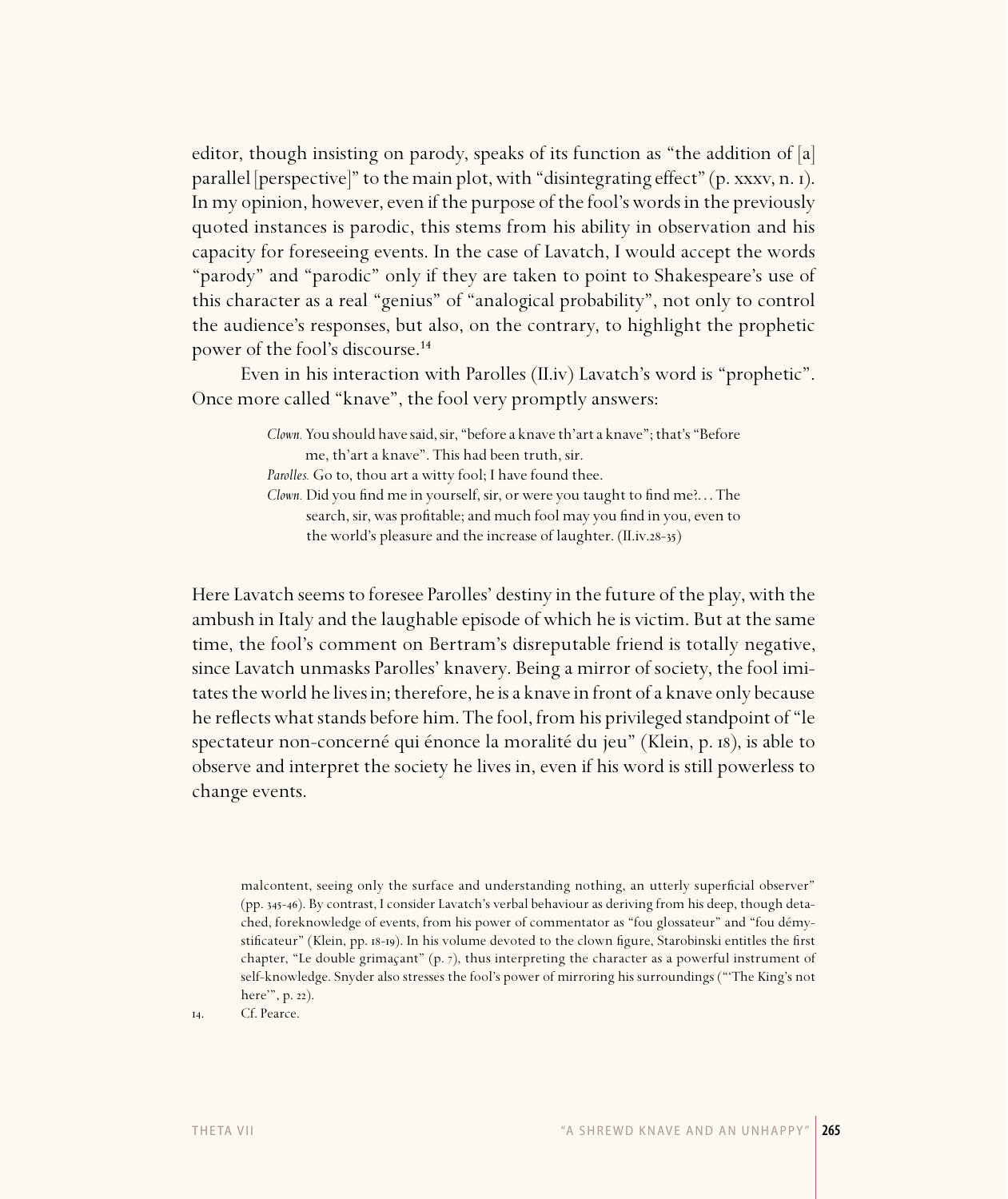editor, though insisting on parody, speaks of its function as "the addition of [a] parallel [perspective]" to the main plot, with "disintegrating effect" (p. xxxv, n. 1). In my opinion, however, even if the purpose of the fool's words in the previously quoted instances is parodic, this stems from his ability in observation and his capacity for foreseeing events. In the case of Lavatch, I would accept the words "parody" and "parodic" only if they are taken to point to Shakespeare's use of this character as a real "genius" of "analogical probability", not only to control the audience's responses, but also, on the contrary, to highlight the prophetic power of the fool's discourse.[14]

Even in his interaction with Parolles (II.iv) Lavatch's word is "prophetic". Once more called "knave", the fool very promptly answers:

> *Clown.* You should have said, sir, "before a knave th'art a knave"; that's "Before me, th'art a knave". This had been truth, sir.
> *Parolles.* Go to, thou art a witty fool; I have found thee.
> *Clown.* Did you find me in yourself, sir, or were you taught to find me?... The search, sir, was profitable; and much fool may you find in you, even to the world's pleasure and the increase of laughter. (II.iv.28-35)

Here Lavatch seems to foresee Parolles' destiny in the future of the play, with the ambush in Italy and the laughable episode of which he is victim. But at the same time, the fool's comment on Bertram's disreputable friend is totally negative, since Lavatch unmasks Parolles' knavery. Being a mirror of society, the fool imitates the world he lives in; therefore, he is a knave in front of a knave only because he reflects what stands before him. The fool, from his privileged standpoint of "le spectateur non-concerné qui énonce la moralité du jeu" (Klein, p. 18), is able to observe and interpret the society he lives in, even if his word is still powerless to change events.

malcontent, seeing only the surface and understanding nothing, an utterly superficial observer" (pp. 345-46). By contrast, I consider Lavatch's verbal behaviour as deriving from his deep, though detached, foreknowledge of events, from his power of commentator as "fou glossateur" and "fou démystificateur" (Klein, pp. 18-19). In his volume devoted to the clown figure, Starobinski entitles the first chapter, "Le double grimaçant" (p. 7), thus interpreting the character as a powerful instrument of self-knowledge. Snyder also stresses the fool's power of mirroring his surroundings ("'The King's not here'", p. 22).

14. Cf. Pearce.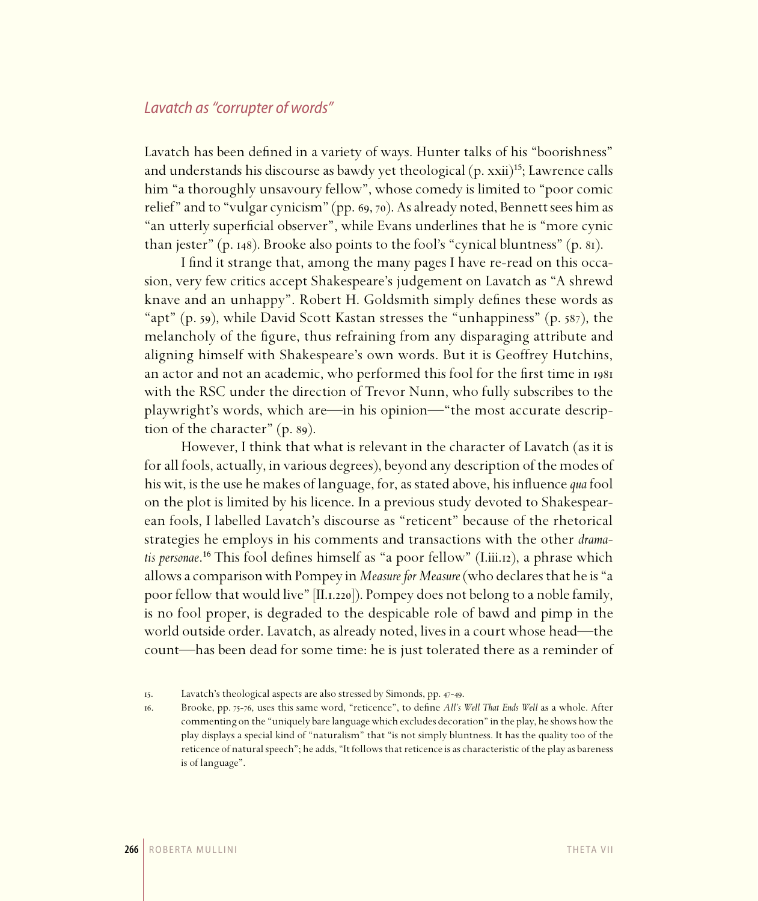## *Lavatch as "corrupter of words"*

Lavatch has been defined in a variety of ways. Hunter talks of his "boorishness" and understands his discourse as bawdy yet theological (p. xxii)[15]; Lawrence calls him "a thoroughly unsavoury fellow", whose comedy is limited to "poor comic relief" and to "vulgar cynicism" (pp. 69, 70). As already noted, Bennett sees him as "an utterly superficial observer", while Evans underlines that he is "more cynic than jester" (p. 148). Brooke also points to the fool's "cynical bluntness" (p. 81).

I find it strange that, among the many pages I have re-read on this occasion, very few critics accept Shakespeare's judgement on Lavatch as "A shrewd knave and an unhappy". Robert H. Goldsmith simply defines these words as "apt" (p. 59), while David Scott Kastan stresses the "unhappiness" (p. 587), the melancholy of the figure, thus refraining from any disparaging attribute and aligning himself with Shakespeare's own words. But it is Geoffrey Hutchins, an actor and not an academic, who performed this fool for the first time in 1981 with the RSC under the direction of Trevor Nunn, who fully subscribes to the playwright's words, which are—in his opinion—"the most accurate description of the character" (p. 89).

However, I think that what is relevant in the character of Lavatch (as it is for all fools, actually, in various degrees), beyond any description of the modes of his wit, is the use he makes of language, for, as stated above, his influence *qua* fool on the plot is limited by his licence. In a previous study devoted to Shakespearean fools, I labelled Lavatch's discourse as "reticent" because of the rhetorical strategies he employs in his comments and transactions with the other *dramatis personae*.[16] This fool defines himself as "a poor fellow" (I.iii.12), a phrase which allows a comparison with Pompey in *Measure for Measure* (who declares that he is "a poor fellow that would live" [II.1.220]). Pompey does not belong to a noble family, is no fool proper, is degraded to the despicable role of bawd and pimp in the world outside order. Lavatch, as already noted, lives in a court whose head—the count—has been dead for some time: he is just tolerated there as a reminder of

15. Lavatch's theological aspects are also stressed by Simonds, pp. 47-49.

16. Brooke, pp. 75-76, uses this same word, "reticence", to define *All's Well That Ends Well* as a whole. After commenting on the "uniquely bare language which excludes decoration" in the play, he shows how the play displays a special kind of "naturalism" that "is not simply bluntness. It has the quality too of the reticence of natural speech"; he adds, "It follows that reticence is as characteristic of the play as bareness is of language".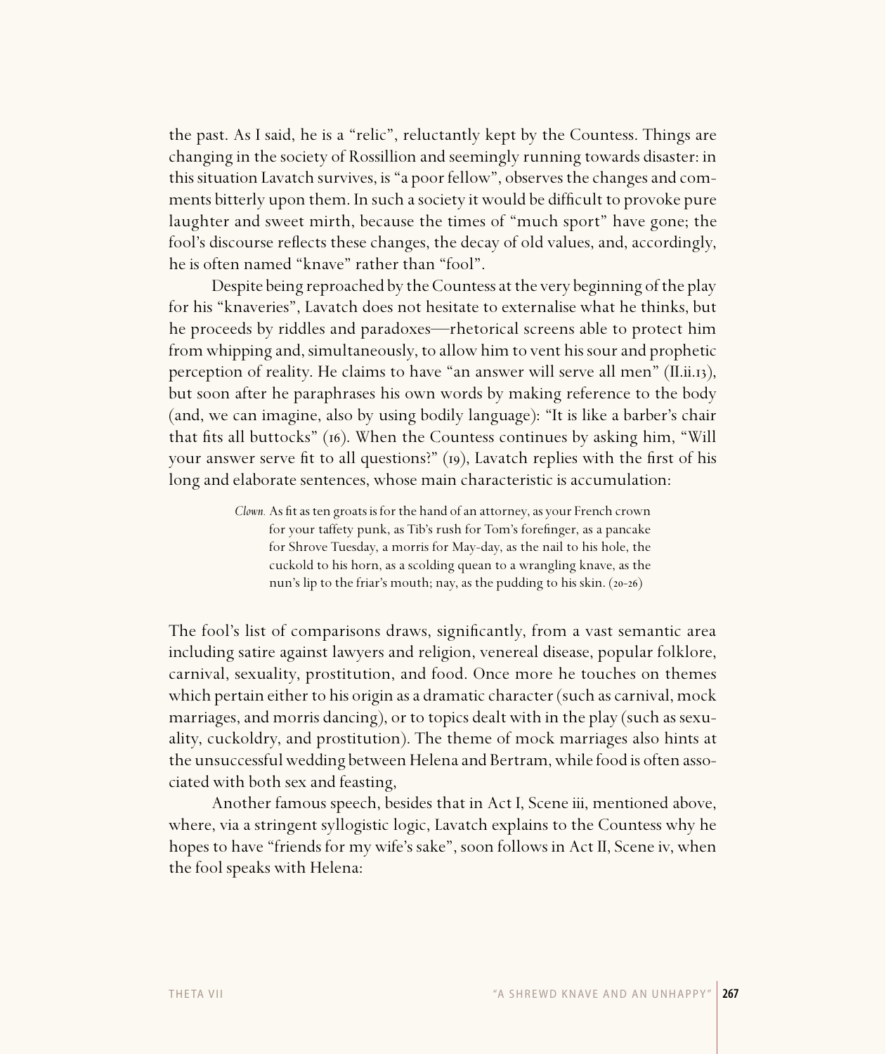the past. As I said, he is a "relic", reluctantly kept by the Countess. Things are changing in the society of Rossillion and seemingly running towards disaster: in this situation Lavatch survives, is "a poor fellow", observes the changes and comments bitterly upon them. In such a society it would be difficult to provoke pure laughter and sweet mirth, because the times of "much sport" have gone; the fool's discourse reflects these changes, the decay of old values, and, accordingly, he is often named "knave" rather than "fool".

Despite being reproached by the Countess at the very beginning of the play for his "knaveries", Lavatch does not hesitate to externalise what he thinks, but he proceeds by riddles and paradoxes—rhetorical screens able to protect him from whipping and, simultaneously, to allow him to vent his sour and prophetic perception of reality. He claims to have "an answer will serve all men" (II.ii.13), but soon after he paraphrases his own words by making reference to the body (and, we can imagine, also by using bodily language): "It is like a barber's chair that fits all buttocks" (16). When the Countess continues by asking him, "Will your answer serve fit to all questions?" (19), Lavatch replies with the first of his long and elaborate sentences, whose main characteristic is accumulation:

> *Clown.* As fit as ten groats is for the hand of an attorney, as your French crown for your taffety punk, as Tib's rush for Tom's forefinger, as a pancake for Shrove Tuesday, a morris for May-day, as the nail to his hole, the cuckold to his horn, as a scolding quean to a wrangling knave, as the nun's lip to the friar's mouth; nay, as the pudding to his skin. (20-26)

The fool's list of comparisons draws, significantly, from a vast semantic area including satire against lawyers and religion, venereal disease, popular folklore, carnival, sexuality, prostitution, and food. Once more he touches on themes which pertain either to his origin as a dramatic character (such as carnival, mock marriages, and morris dancing), or to topics dealt with in the play (such as sexuality, cuckoldry, and prostitution). The theme of mock marriages also hints at the unsuccessful wedding between Helena and Bertram, while food is often associated with both sex and feasting,

Another famous speech, besides that in Act I, Scene iii, mentioned above, where, via a stringent syllogistic logic, Lavatch explains to the Countess why he hopes to have "friends for my wife's sake", soon follows in Act II, Scene iv, when the fool speaks with Helena: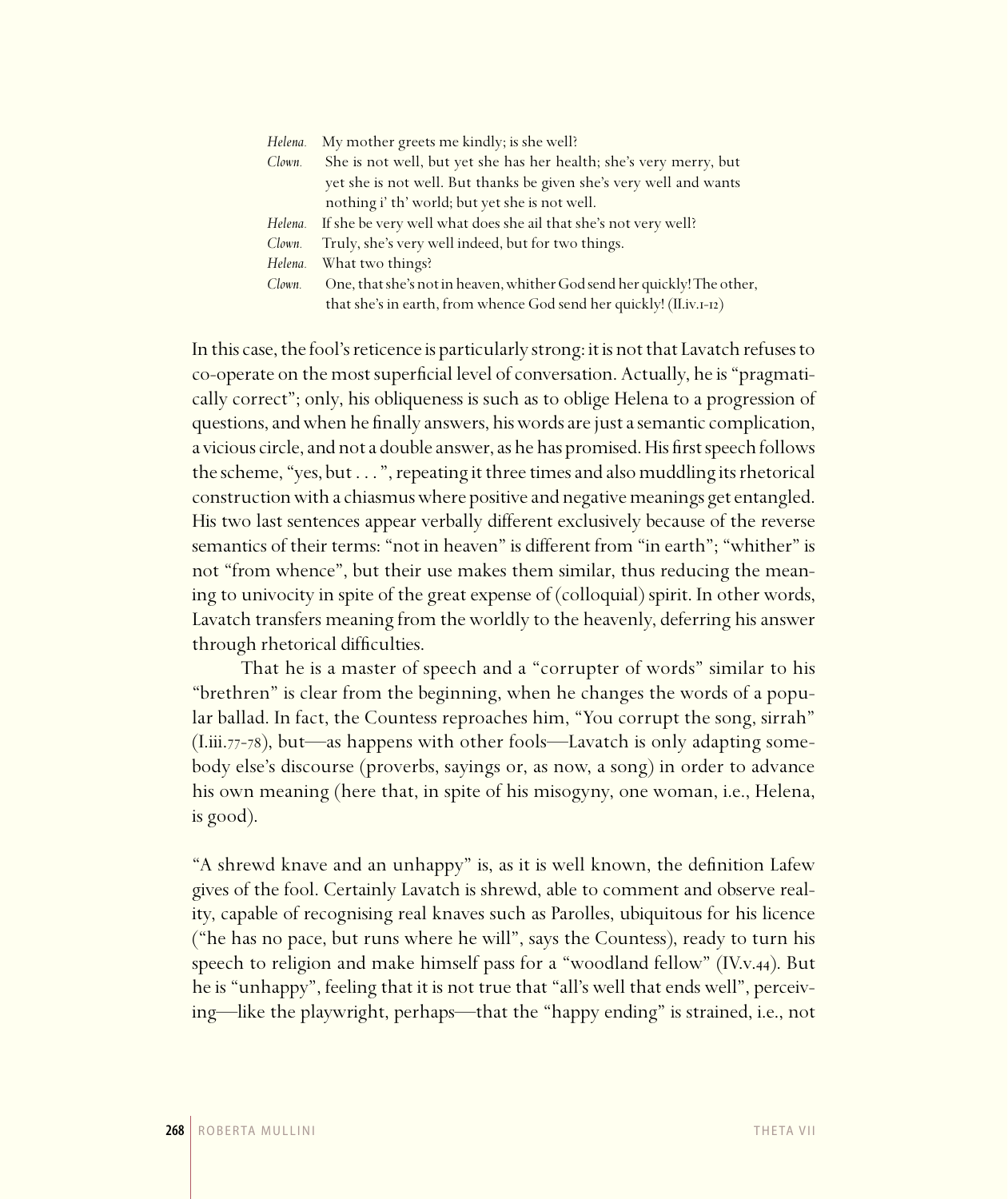*Helena.* My mother greets me kindly; is she well?
*Clown.* She is not well, but yet she has her health; she's very merry, but yet she is not well. But thanks be given she's very well and wants nothing i' th' world; but yet she is not well.
*Helena.* If she be very well what does she ail that she's not very well?
*Clown.* Truly, she's very well indeed, but for two things.
*Helena.* What two things?
*Clown.* One, that she's not in heaven, whither God send her quickly! The other, that she's in earth, from whence God send her quickly! (II.iv.1-12)

In this case, the fool's reticence is particularly strong: it is not that Lavatch refuses to co-operate on the most superficial level of conversation. Actually, he is "pragmatically correct"; only, his obliqueness is such as to oblige Helena to a progression of questions, and when he finally answers, his words are just a semantic complication, a vicious circle, and not a double answer, as he has promised. His first speech follows the scheme, "yes, but . . . ", repeating it three times and also muddling its rhetorical construction with a chiasmus where positive and negative meanings get entangled. His two last sentences appear verbally different exclusively because of the reverse semantics of their terms: "not in heaven" is different from "in earth"; "whither" is not "from whence", but their use makes them similar, thus reducing the meaning to univocity in spite of the great expense of (colloquial) spirit. In other words, Lavatch transfers meaning from the worldly to the heavenly, deferring his answer through rhetorical difficulties.

That he is a master of speech and a "corrupter of words" similar to his "brethren" is clear from the beginning, when he changes the words of a popular ballad. In fact, the Countess reproaches him, "You corrupt the song, sirrah" (I.iii.77-78), but—as happens with other fools—Lavatch is only adapting somebody else's discourse (proverbs, sayings or, as now, a song) in order to advance his own meaning (here that, in spite of his misogyny, one woman, i.e., Helena, is good).

"A shrewd knave and an unhappy" is, as it is well known, the definition Lafew gives of the fool. Certainly Lavatch is shrewd, able to comment and observe reality, capable of recognising real knaves such as Parolles, ubiquitous for his licence ("he has no pace, but runs where he will", says the Countess), ready to turn his speech to religion and make himself pass for a "woodland fellow" (IV.v.44). But he is "unhappy", feeling that it is not true that "all's well that ends well", perceiving—like the playwright, perhaps—that the "happy ending" is strained, i.e., not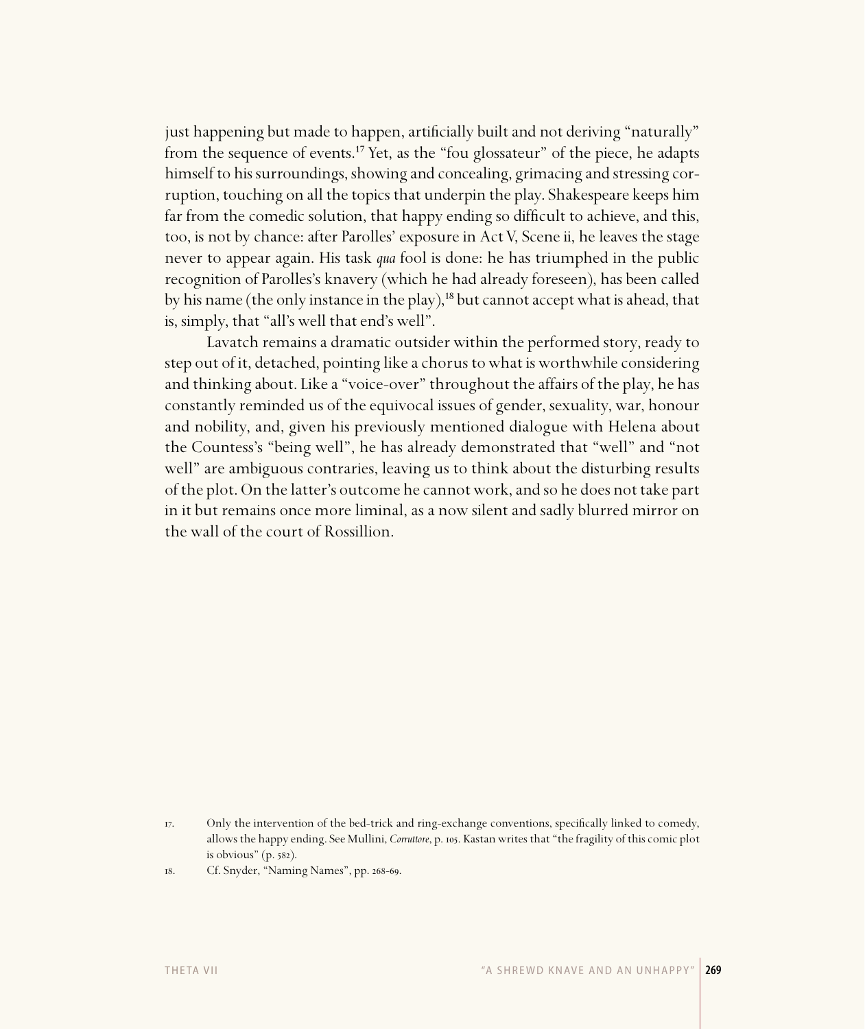just happening but made to happen, artificially built and not deriving "naturally" from the sequence of events.[17] Yet, as the "fou glossateur" of the piece, he adapts himself to his surroundings, showing and concealing, grimacing and stressing corruption, touching on all the topics that underpin the play. Shakespeare keeps him far from the comedic solution, that happy ending so difficult to achieve, and this, too, is not by chance: after Parolles' exposure in Act V, Scene ii, he leaves the stage never to appear again. His task *qua* fool is done: he has triumphed in the public recognition of Parolles's knavery (which he had already foreseen), has been called by his name (the only instance in the play),[18] but cannot accept what is ahead, that is, simply, that "all's well that end's well".

Lavatch remains a dramatic outsider within the performed story, ready to step out of it, detached, pointing like a chorus to what is worthwhile considering and thinking about. Like a "voice-over" throughout the affairs of the play, he has constantly reminded us of the equivocal issues of gender, sexuality, war, honour and nobility, and, given his previously mentioned dialogue with Helena about the Countess's "being well", he has already demonstrated that "well" and "not well" are ambiguous contraries, leaving us to think about the disturbing results of the plot. On the latter's outcome he cannot work, and so he does not take part in it but remains once more liminal, as a now silent and sadly blurred mirror on the wall of the court of Rossillion.

17. Only the intervention of the bed-trick and ring-exchange conventions, specifically linked to comedy, allows the happy ending. See Mullini, *Corruttore*, p. 105. Kastan writes that "the fragility of this comic plot is obvious" (p. 582).

18. Cf. Snyder, "Naming Names", pp. 268-69.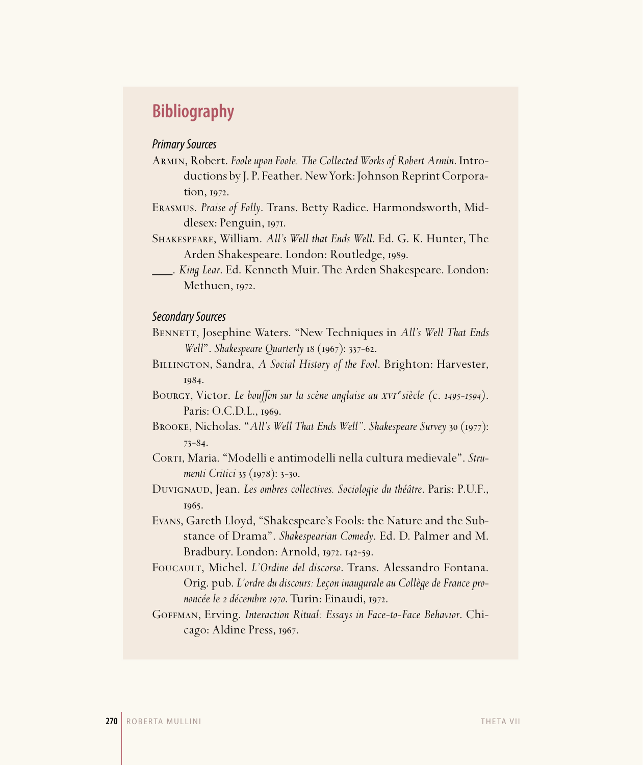## Bibliography

### *Primary Sources*

Armin, Robert. *Foole upon Foole. The Collected Works of Robert Armin*. Introductions by J. P. Feather. New York: Johnson Reprint Corporation, 1972.

Erasmus. *Praise of Folly*. Trans. Betty Radice. Harmondsworth, Middlesex: Penguin, 1971.

Shakespeare, William. *All's Well that Ends Well*. Ed. G. K. Hunter, The Arden Shakespeare. London: Routledge, 1989.

\_\_\_\_. *King Lear*. Ed. Kenneth Muir. The Arden Shakespeare. London: Methuen, 1972.

### *Secondary Sources*

Bennett, Josephine Waters. "New Techniques in *All's Well That Ends Well*". *Shakespeare Quarterly* 18 (1967): 337-62.

Billington, Sandra, *A Social History of the Fool*. Brighton: Harvester, 1984.

Bourgy, Victor. *Le bouffon sur la scène anglaise au XVI^e siècle (c. 1495-1594)*. Paris: O.C.D.L., 1969.

Brooke, Nicholas. "*All's Well That Ends Well*". *Shakespeare Survey* 30 (1977): 73-84.

Corti, Maria. "Modelli e antimodelli nella cultura medievale". *Strumenti Critici* 35 (1978): 3-30.

Duvignaud, Jean. *Les ombres collectives. Sociologie du théâtre*. Paris: P.U.F., 1965.

Evans, Gareth Lloyd, "Shakespeare's Fools: the Nature and the Substance of Drama". *Shakespearian Comedy*. Ed. D. Palmer and M. Bradbury. London: Arnold, 1972. 142-59.

Foucault, Michel. *L'Ordine del discorso*. Trans. Alessandro Fontana. Orig. pub. *L'ordre du discours: Leçon inaugurale au Collège de France prononcée le 2 décembre 1970*. Turin: Einaudi, 1972.

Goffman, Erving. *Interaction Ritual: Essays in Face-to-Face Behavior*. Chicago: Aldine Press, 1967.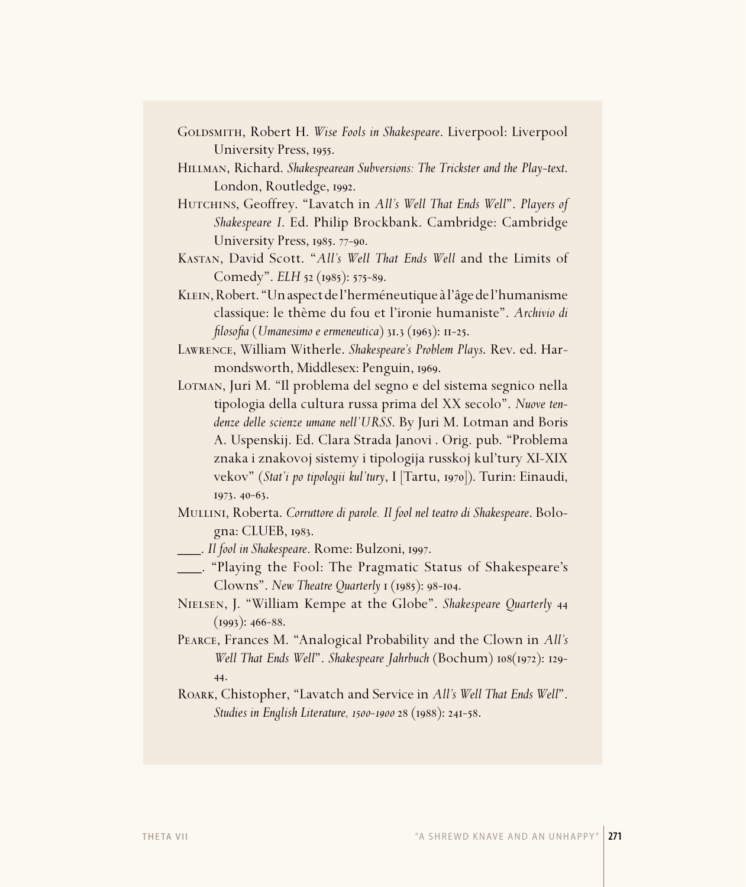Goldsmith, Robert H. *Wise Fools in Shakespeare*. Liverpool: Liverpool University Press, 1955.

Hillman, Richard. *Shakespearean Subversions: The Trickster and the Play-text*. London, Routledge, 1992.

Hutchins, Geoffrey. "Lavatch in *All's Well That Ends Well*". *Players of Shakespeare I*. Ed. Philip Brockbank. Cambridge: Cambridge University Press, 1985. 77-90.

Kastan, David Scott. "*All's Well That Ends Well* and the Limits of Comedy". *ELH* 52 (1985): 575-89.

Klein, Robert. "Un aspect de l'herméneutique à l'âge de l'humanisme classique: le thème du fou et l'ironie humaniste". *Archivio di filosofia* (*Umanesimo e ermeneutica*) 31.3 (1963): 11-25.

Lawrence, William Witherle. *Shakespeare's Problem Plays*. Rev. ed. Harmondsworth, Middlesex: Penguin, 1969.

Lotman, Juri M. "Il problema del segno e del sistema segnico nella tipologia della cultura russa prima del XX secolo". *Nuove tendenze delle scienze umane nell'URSS*. By Juri M. Lotman and Boris A. Uspenskij. Ed. Clara Strada Janovi . Orig. pub. "Problema znaka i znakovoj sistemy i tipologija russkoj kul'tury XI-XIX vekov" (*Stat'i po tipologii kul'tury*, I [Tartu, 1970]). Turin: Einaudi, 1973. 40-63.

Mullini, Roberta. *Corruttore di parole. Il fool nel teatro di Shakespeare*. Bologna: CLUEB, 1983.

\_\_\_\_. *Il fool in Shakespeare*. Rome: Bulzoni, 1997.

\_\_\_\_. "Playing the Fool: The Pragmatic Status of Shakespeare's Clowns". *New Theatre Quarterly* 1 (1985): 98-104.

Nielsen, J. "William Kempe at the Globe". *Shakespeare Quarterly* 44 (1993): 466-88.

Pearce, Frances M. "Analogical Probability and the Clown in *All's Well That Ends Well*". *Shakespeare Jahrbuch* (Bochum) 108(1972): 129-44.

Roark, Chistopher, "Lavatch and Service in *All's Well That Ends Well*". *Studies in English Literature, 1500-1900* 28 (1988): 241-58.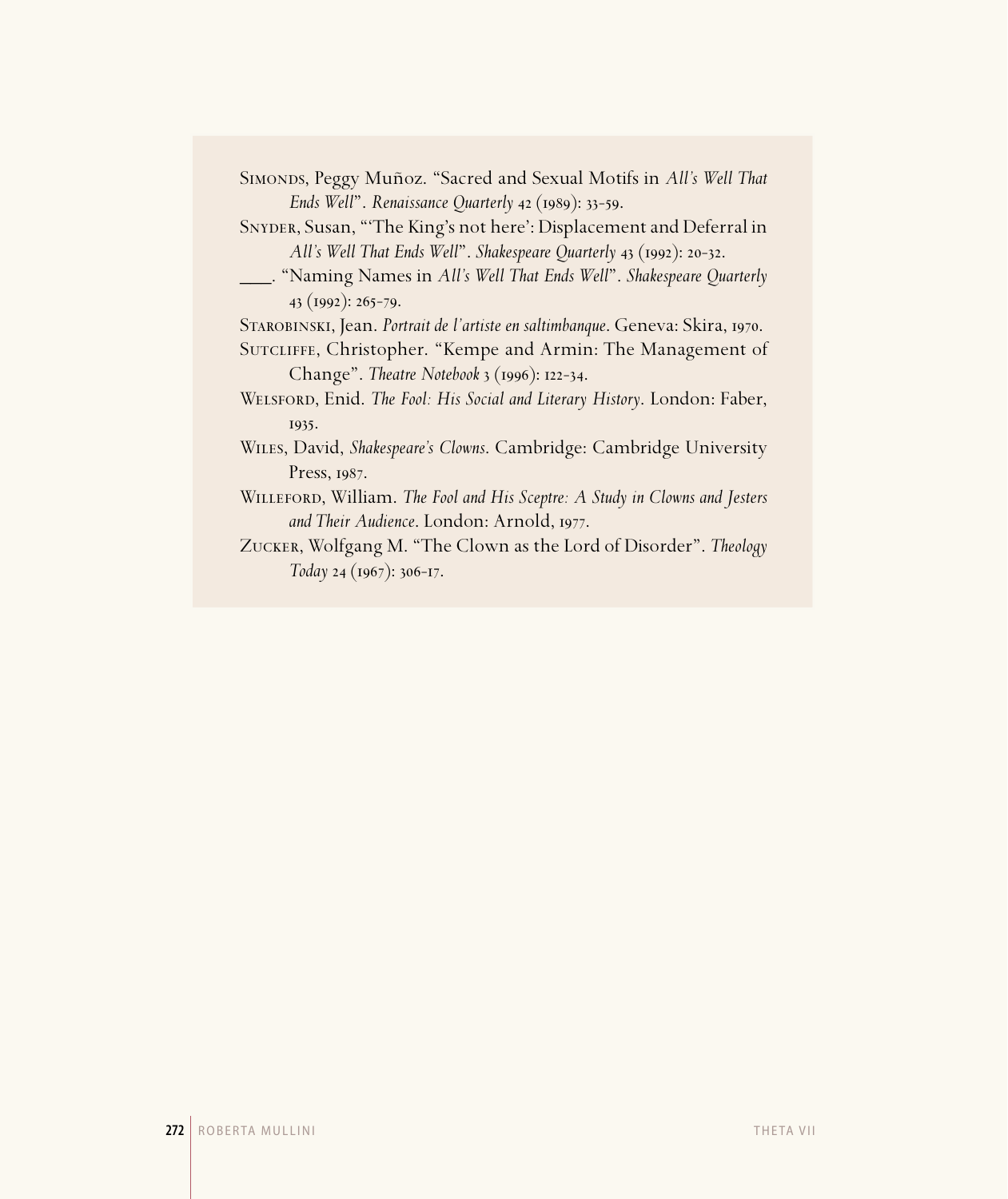Simonds, Peggy Muñoz. "Sacred and Sexual Motifs in *All's Well That Ends Well*". *Renaissance Quarterly* 42 (1989): 33-59.

Snyder, Susan, "'The King's not here': Displacement and Deferral in *All's Well That Ends Well*". *Shakespeare Quarterly* 43 (1992): 20-32.

___. "Naming Names in *All's Well That Ends Well*". *Shakespeare Quarterly* 43 (1992): 265-79.

Starobinski, Jean. *Portrait de l'artiste en saltimbanque*. Geneva: Skira, 1970.

Sutcliffe, Christopher. "Kempe and Armin: The Management of Change". *Theatre Notebook* 3 (1996): 122-34.

Welsford, Enid. *The Fool: His Social and Literary History*. London: Faber, 1935.

Wiles, David, *Shakespeare's Clowns*. Cambridge: Cambridge University Press, 1987.

Willeford, William. *The Fool and His Sceptre: A Study in Clowns and Jesters and Their Audience*. London: Arnold, 1977.

Zucker, Wolfgang M. "The Clown as the Lord of Disorder". *Theology Today* 24 (1967): 306-17.